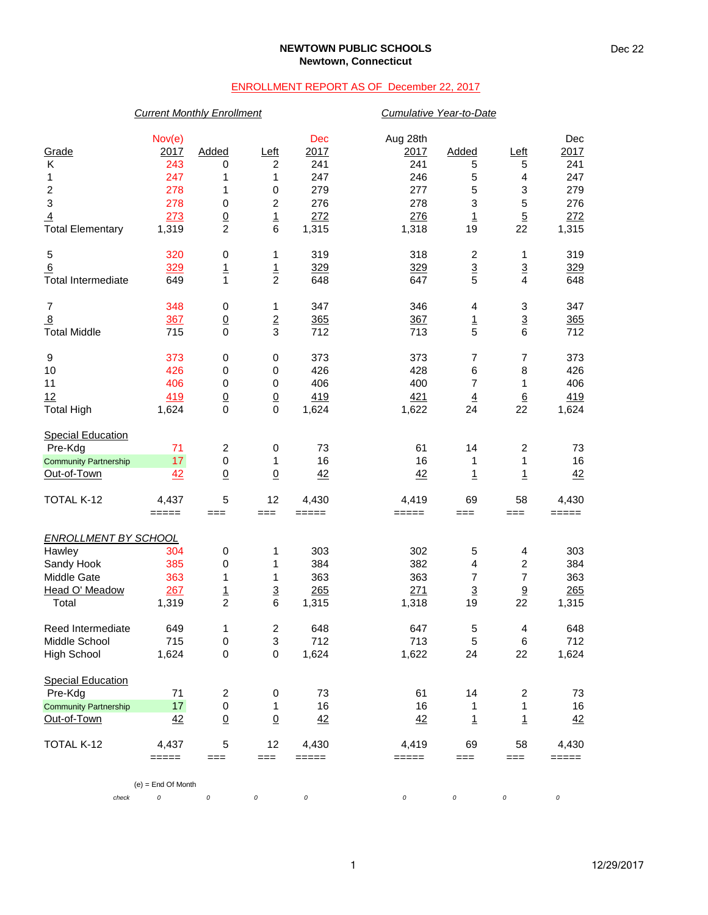Dec 22

# NEWTOWN PUBLIC SCHOOLS
## Newtown, Connecticut

ENROLLMENT REPORT AS OF December 22, 2017

| | *Current Monthly Enrollment* | | | | *Cumulative Year-to-Date* | | | |
|---|---|---|---|---|---|---|---|---|
| Grade | Nov(e) 2017 | Added | Left | Dec 2017 | Aug 28th 2017 | Added | Left | Dec 2017 |
| K | 243 | 0 | 2 | 241 | 241 | 5 | 5 | 241 |
| 1 | 247 | 1 | 1 | 247 | 246 | 5 | 4 | 247 |
| 2 | 278 | 1 | 0 | 279 | 277 | 5 | 3 | 279 |
| 3 | 278 | 0 | 2 | 276 | 278 | 3 | 5 | 276 |
| 4 | 273 | 0 | 1 | 272 | 276 | 1 | 5 | 272 |
| Total Elementary | 1,319 | 2 | 6 | 1,315 | 1,318 | 19 | 22 | 1,315 |
| | | | | | | | | |
| 5 | 320 | 0 | 1 | 319 | 318 | 2 | 1 | 319 |
| 6 | 329 | 1 | 1 | 329 | 329 | 3 | 3 | 329 |
| Total Intermediate | 649 | 1 | 2 | 648 | 647 | 5 | 4 | 648 |
| | | | | | | | | |
| 7 | 348 | 0 | 1 | 347 | 346 | 4 | 3 | 347 |
| 8 | 367 | 0 | 2 | 365 | 367 | 1 | 3 | 365 |
| Total Middle | 715 | 0 | 3 | 712 | 713 | 5 | 6 | 712 |
| | | | | | | | | |
| 9 | 373 | 0 | 0 | 373 | 373 | 7 | 7 | 373 |
| 10 | 426 | 0 | 0 | 426 | 428 | 6 | 8 | 426 |
| 11 | 406 | 0 | 0 | 406 | 400 | 7 | 1 | 406 |
| 12 | 419 | 0 | 0 | 419 | 421 | 4 | 6 | 419 |
| Total High | 1,624 | 0 | 0 | 1,624 | 1,622 | 24 | 22 | 1,624 |
| | | | | | | | | |
| Special Education | | | | | | | | |
| Pre-Kdg | 71 | 2 | 0 | 73 | 61 | 14 | 2 | 73 |
| Community Partnership | 17 | 0 | 1 | 16 | 16 | 1 | 1 | 16 |
| Out-of-Town | 42 | 0 | 0 | 42 | 42 | 1 | 1 | 42 |
| | | | | | | | | |
| TOTAL K-12 | 4,437 | 5 | 12 | 4,430 | 4,419 | 69 | 58 | 4,430 |
| | | | | | | | | |
| *ENROLLMENT BY SCHOOL* | | | | | | | | |
| Hawley | 304 | 0 | 1 | 303 | 302 | 5 | 4 | 303 |
| Sandy Hook | 385 | 0 | 1 | 384 | 382 | 4 | 2 | 384 |
| Middle Gate | 363 | 1 | 1 | 363 | 363 | 7 | 7 | 363 |
| Head O' Meadow | 267 | 1 | 3 | 265 | 271 | 3 | 9 | 265 |
| Total | 1,319 | 2 | 6 | 1,315 | 1,318 | 19 | 22 | 1,315 |
| | | | | | | | | |
| Reed Intermediate | 649 | 1 | 2 | 648 | 647 | 5 | 4 | 648 |
| Middle School | 715 | 0 | 3 | 712 | 713 | 5 | 6 | 712 |
| High School | 1,624 | 0 | 0 | 1,624 | 1,622 | 24 | 22 | 1,624 |
| | | | | | | | | |
| Special Education | | | | | | | | |
| Pre-Kdg | 71 | 2 | 0 | 73 | 61 | 14 | 2 | 73 |
| Community Partnership | 17 | 0 | 1 | 16 | 16 | 1 | 1 | 16 |
| Out-of-Town | 42 | 0 | 0 | 42 | 42 | 1 | 1 | 42 |
| | | | | | | | | |
| TOTAL K-12 | 4,437 | 5 | 12 | 4,430 | 4,419 | 69 | 58 | 4,430 |

(e) = End Of Month

| *check* | 0 | 0 | 0 | 0 | 0 | 0 | 0 | 0 |
|---|---|---|---|---|---|---|---|---|

12/29/2017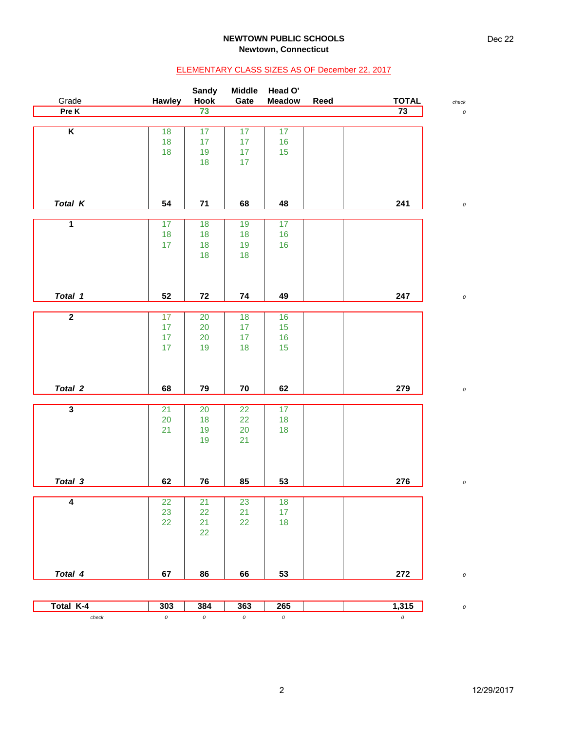**NEWTOWN PUBLIC SCHOOLS**
**Newtown, Connecticut**

Dec 22

## ELEMENTARY CLASS SIZES AS OF December 22, 2017

| Grade | Hawley | Sandy Hook | Middle Gate | Head O' Meadow | Reed | TOTAL | check |
|---|---|---|---|---|---|---|---|
| **Pre K** | | 73 | | | | 73 | 0 |
| **K** | 18 | 17 | 17 | 17 | | | |
| | 18 | 17 | 17 | 16 | | | |
| | 18 | 19 | 17 | 15 | | | |
| | | 18 | 17 | | | | |
| ***Total K*** | **54** | **71** | **68** | **48** | | **241** | 0 |
| **1** | 17 | 18 | 19 | 17 | | | |
| | 18 | 18 | 18 | 16 | | | |
| | 17 | 18 | 19 | 16 | | | |
| | | 18 | 18 | | | | |
| ***Total 1*** | **52** | **72** | **74** | **49** | | **247** | 0 |
| **2** | 17 | 20 | 18 | 16 | | | |
| | 17 | 20 | 17 | 15 | | | |
| | 17 | 20 | 17 | 16 | | | |
| | 17 | 19 | 18 | 15 | | | |
| ***Total 2*** | **68** | **79** | **70** | **62** | | **279** | 0 |
| **3** | 21 | 20 | 22 | 17 | | | |
| | 20 | 18 | 22 | 18 | | | |
| | 21 | 19 | 20 | 18 | | | |
| | | 19 | 21 | | | | |
| ***Total 3*** | **62** | **76** | **85** | **53** | | **276** | 0 |
| **4** | 22 | 21 | 23 | 18 | | | |
| | 23 | 22 | 21 | 17 | | | |
| | 22 | 21 | 22 | 18 | | | |
| | | 22 | | | | | |
| ***Total 4*** | **67** | **86** | **66** | **53** | | **272** | 0 |
| **Total K-4** | **303** | **384** | **363** | **265** | | **1,315** | 0 |
| *check* | *0* | *0* | *0* | *0* | | *0* | |